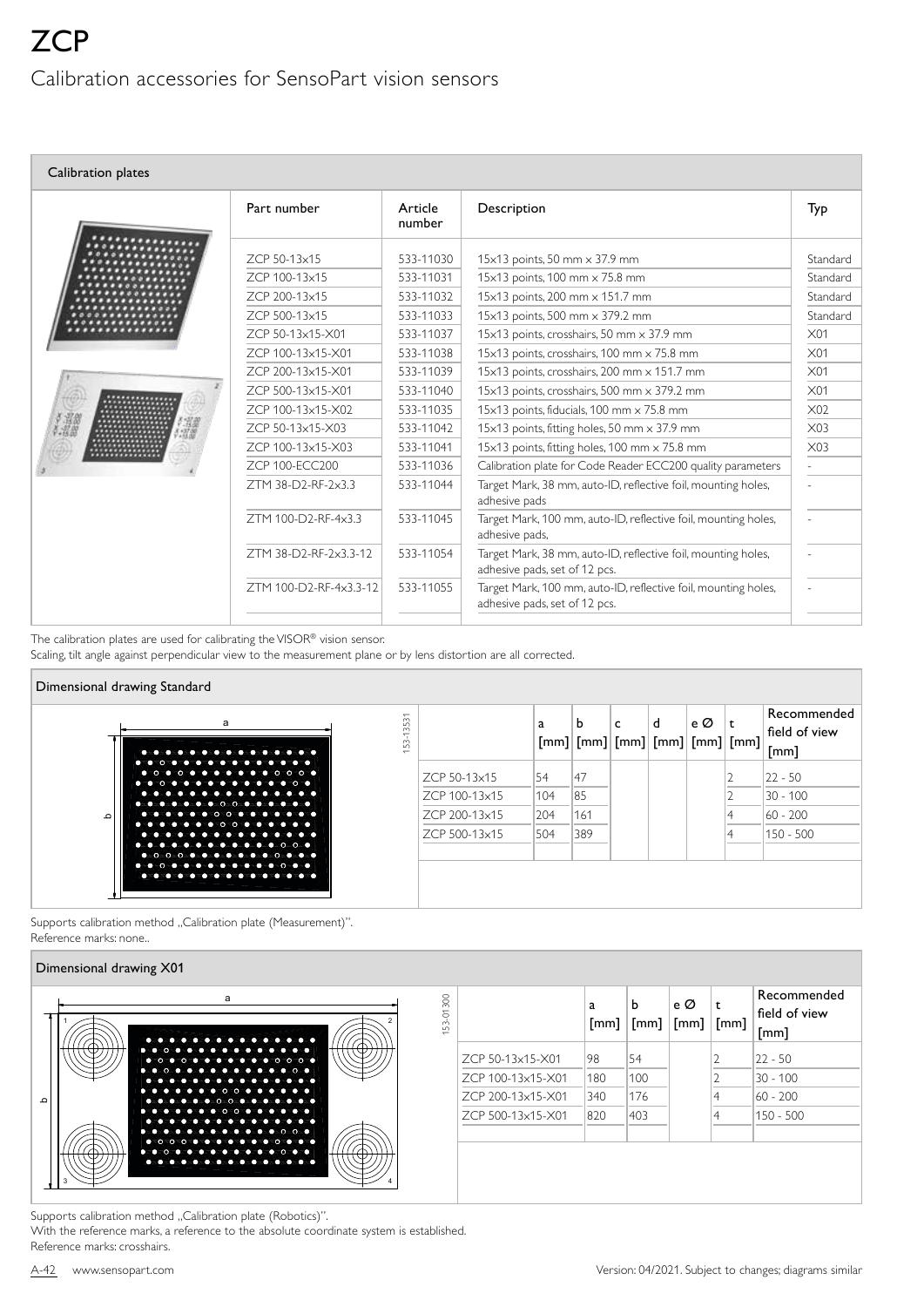# ZCP

## Calibration accessories for SensoPart vision sensors

### Calibration plates

| Part number | Article number | Description | Typ |
|---|---|---|---|
| ZCP 50-13x15 | 533-11030 | 15x13 points, 50 mm x 37.9 mm | Standard |
| ZCP 100-13x15 | 533-11031 | 15x13 points, 100 mm x 75.8 mm | Standard |
| ZCP 200-13x15 | 533-11032 | 15x13 points, 200 mm x 151.7 mm | Standard |
| ZCP 500-13x15 | 533-11033 | 15x13 points, 500 mm x 379.2 mm | Standard |
| ZCP 50-13x15-X01 | 533-11037 | 15x13 points, crosshairs, 50 mm x 37.9 mm | X01 |
| ZCP 100-13x15-X01 | 533-11038 | 15x13 points, crosshairs, 100 mm x 75.8 mm | X01 |
| ZCP 200-13x15-X01 | 533-11039 | 15x13 points, crosshairs, 200 mm x 151.7 mm | X01 |
| ZCP 500-13x15-X01 | 533-11040 | 15x13 points, crosshairs, 500 mm x 379.2 mm | X01 |
| ZCP 100-13x15-X02 | 533-11035 | 15x13 points, fiducials, 100 mm x 75.8 mm | X02 |
| ZCP 50-13x15-X03 | 533-11042 | 15x13 points, fitting holes, 50 mm x 37.9 mm | X03 |
| ZCP 100-13x15-X03 | 533-11041 | 15x13 points, fitting holes, 100 mm x 75.8 mm | X03 |
| ZCP 100-ECC200 | 533-11036 | Calibration plate for Code Reader ECC200 quality parameters | - |
| ZTM 38-D2-RF-2x3.3 | 533-11044 | Target Mark, 38 mm, auto-ID, reflective foil, mounting holes, adhesive pads | - |
| ZTM 100-D2-RF-4x3.3 | 533-11045 | Target Mark, 100 mm, auto-ID, reflective foil, mounting holes, adhesive pads, | - |
| ZTM 38-D2-RF-2x3.3-12 | 533-11054 | Target Mark, 38 mm, auto-ID, reflective foil, mounting holes, adhesive pads, set of 12 pcs. | - |
| ZTM 100-D2-RF-4x3.3-12 | 533-11055 | Target Mark, 100 mm, auto-ID, reflective foil, mounting holes, adhesive pads, set of 12 pcs. | - |

The calibration plates are used for calibrating the VISOR® vision sensor.
Scaling, tilt angle against perpendicular view to the measurement plane or by lens distortion are all corrected.

### Dimensional drawing Standard

153-13531

| | a [mm] | b [mm] | c [mm] | d [mm] | e Ø [mm] | t [mm] | Recommended field of view [mm] |
|---|---|---|---|---|---|---|---|
| ZCP 50-13x15 | 54 | 47 | | | | 2 | 22 - 50 |
| ZCP 100-13x15 | 104 | 85 | | | | 2 | 30 - 100 |
| ZCP 200-13x15 | 204 | 161 | | | | 4 | 60 - 200 |
| ZCP 500-13x15 | 504 | 389 | | | | 4 | 150 - 500 |

Supports calibration method „Calibration plate (Measurement)".
Reference marks: none..

### Dimensional drawing X01

153-01300

| | a [mm] | b [mm] | e Ø [mm] | t [mm] | Recommended field of view [mm] |
|---|---|---|---|---|---|
| ZCP 50-13x15-X01 | 98 | 54 | | 2 | 22 - 50 |
| ZCP 100-13x15-X01 | 180 | 100 | | 2 | 30 - 100 |
| ZCP 200-13x15-X01 | 340 | 176 | | 4 | 60 - 200 |
| ZCP 500-13x15-X01 | 820 | 403 | | 4 | 150 - 500 |

Supports calibration method „Calibration plate (Robotics)".
With the reference marks, a reference to the absolute coordinate system is established.
Reference marks: crosshairs.

Version: 04/2021. Subject to changes; diagrams similar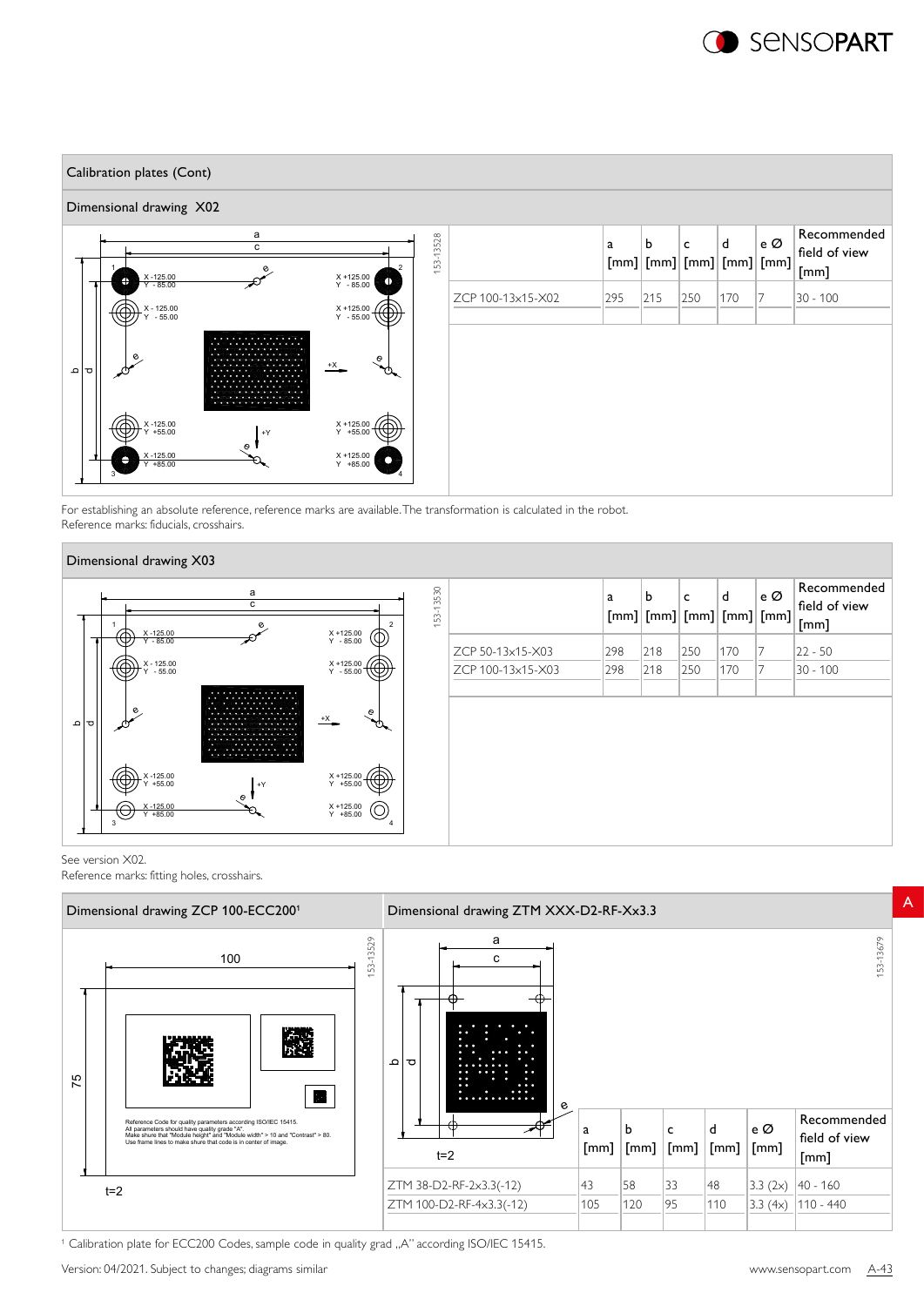## Calibration plates (Cont)

### Dimensional drawing X02

153-13528

a
c
b
d
e
1
2
3
4
X -125.00
Y - 85.00
X +125.00
Y - 85.00
X - 125.00
Y - 55.00
X +125.00
Y - 55.00
+X
+Y
X -125.00
Y +55.00
X +125.00
Y +55.00
X -125.00
Y +85.00
X +125.00
Y +85.00

| | a [mm] | b [mm] | c [mm] | d [mm] | e Ø [mm] | Recommended field of view [mm] |
|---|---|---|---|---|---|---|
| ZCP 100-13x15-X02 | 295 | 215 | 250 | 170 | 7 | 30 - 100 |

For establishing an absolute reference, reference marks are available. The transformation is calculated in the robot.
Reference marks: fiducials, crosshairs.

### Dimensional drawing X03

153-13530

a
c
b
d
e
1
2
3
4
X -125.00
Y - 85.00
X +125.00
Y - 85.00
X - 125.00
Y - 55.00
X +125.00
Y - 55.00
+X
+Y
X -125.00
Y +55.00
X +125.00
Y +55.00
X -125.00
Y +85.00
X +125.00
Y +85.00

| | a [mm] | b [mm] | c [mm] | d [mm] | e Ø [mm] | Recommended field of view [mm] |
|---|---|---|---|---|---|---|
| ZCP 50-13x15-X03 | 298 | 218 | 250 | 170 | 7 | 22 - 50 |
| ZCP 100-13x15-X03 | 298 | 218 | 250 | 170 | 7 | 30 - 100 |

See version X02.
Reference marks: fitting holes, crosshairs.

### Dimensional drawing ZCP 100-ECC200[1]

153-13529

100
75
t=2

Reference Code for quality parameters according ISO/IEC 15415.
All parameters should have quality grade "A".
Make shure that "Module height" and "Module width" > 10 and "Contrast" > 80.
Use frame lines to make shure that code is in center of image.

### Dimensional drawing ZTM XXX-D2-RF-Xx3.3

153-13679

a
c
b
d
e
t=2

| | a [mm] | b [mm] | c [mm] | d [mm] | e Ø [mm] | Recommended field of view [mm] |
|---|---|---|---|---|---|---|
| ZTM 38-D2-RF-2x3.3(-12) | 43 | 58 | 33 | 48 | 3.3 (2x) | 40 - 160 |
| ZTM 100-D2-RF-4x3.3(-12) | 105 | 120 | 95 | 110 | 3.3 (4x) | 110 - 440 |

[1] Calibration plate for ECC200 Codes, sample code in quality grad „A" according ISO/IEC 15415.

Version: 04/2021. Subject to changes; diagrams similar